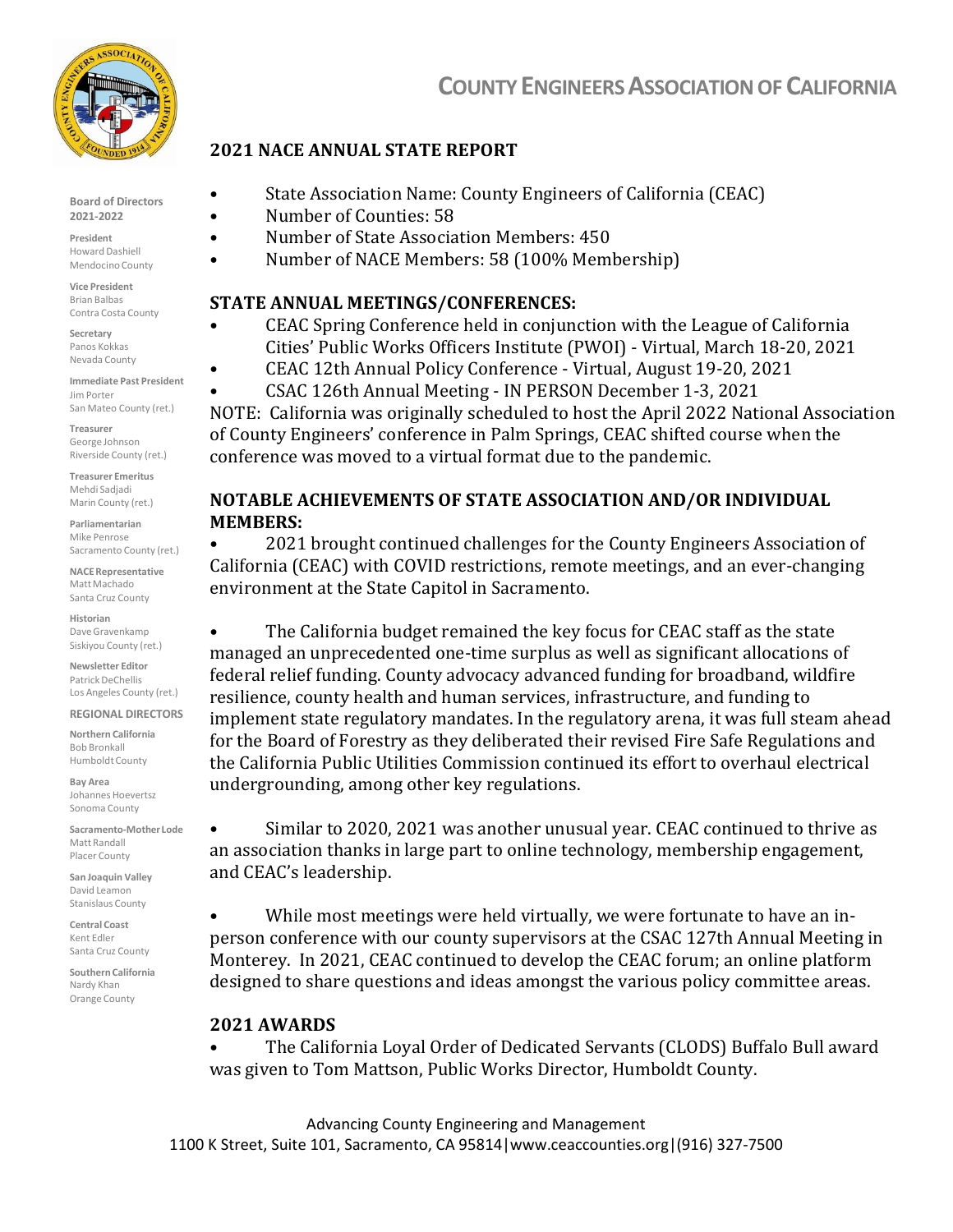# COUNTY ENGINEERS ASSOCIATION OF CALIFORNIA

**Board of Directors 2021-2022**

**President**
Howard Dashiell
Mendocino County

**Vice President**
Brian Balbas
Contra Costa County

**Secretary**
Panos Kokkas
Nevada County

**Immediate Past President**
Jim Porter
San Mateo County (ret.)

**Treasurer**
George Johnson
Riverside County (ret.)

**Treasurer Emeritus**
Mehdi Sadjadi
Marin County (ret.)

**Parliamentarian**
Mike Penrose
Sacramento County (ret.)

**NACE Representative**
Matt Machado
Santa Cruz County

**Historian**
Dave Gravenkamp
Siskiyou County (ret.)

**Newsletter Editor**
Patrick DeChellis
Los Angeles County (ret.)

**REGIONAL DIRECTORS**

**Northern California**
Bob Bronkall
Humboldt County

**Bay Area**
Johannes Hoevertsz
Sonoma County

**Sacramento-Mother Lode**
Matt Randall
Placer County

**San Joaquin Valley**
David Leamon
Stanislaus County

**Central Coast**
Kent Edler
Santa Cruz County

**Southern California**
Nardy Khan
Orange County

## 2021 NACE ANNUAL STATE REPORT

- State Association Name: County Engineers of California (CEAC)
- Number of Counties: 58
- Number of State Association Members: 450
- Number of NACE Members: 58 (100% Membership)

## STATE ANNUAL MEETINGS/CONFERENCES:

- CEAC Spring Conference held in conjunction with the League of California Cities' Public Works Officers Institute (PWOI) - Virtual, March 18-20, 2021
- CEAC 12th Annual Policy Conference - Virtual, August 19-20, 2021
- CSAC 126th Annual Meeting - IN PERSON December 1-3, 2021

NOTE: California was originally scheduled to host the April 2022 National Association of County Engineers' conference in Palm Springs, CEAC shifted course when the conference was moved to a virtual format due to the pandemic.

## NOTABLE ACHIEVEMENTS OF STATE ASSOCIATION AND/OR INDIVIDUAL MEMBERS:

- 2021 brought continued challenges for the County Engineers Association of California (CEAC) with COVID restrictions, remote meetings, and an ever-changing environment at the State Capitol in Sacramento.

- The California budget remained the key focus for CEAC staff as the state managed an unprecedented one-time surplus as well as significant allocations of federal relief funding. County advocacy advanced funding for broadband, wildfire resilience, county health and human services, infrastructure, and funding to implement state regulatory mandates. In the regulatory arena, it was full steam ahead for the Board of Forestry as they deliberated their revised Fire Safe Regulations and the California Public Utilities Commission continued its effort to overhaul electrical undergrounding, among other key regulations.

- Similar to 2020, 2021 was another unusual year. CEAC continued to thrive as an association thanks in large part to online technology, membership engagement, and CEAC's leadership.

- While most meetings were held virtually, we were fortunate to have an in-person conference with our county supervisors at the CSAC 127th Annual Meeting in Monterey. In 2021, CEAC continued to develop the CEAC forum; an online platform designed to share questions and ideas amongst the various policy committee areas.

## 2021 AWARDS

- The California Loyal Order of Dedicated Servants (CLODS) Buffalo Bull award was given to Tom Mattson, Public Works Director, Humboldt County.

Advancing County Engineering and Management
1100 K Street, Suite 101, Sacramento, CA 95814|www.ceaccounties.org|(916) 327-7500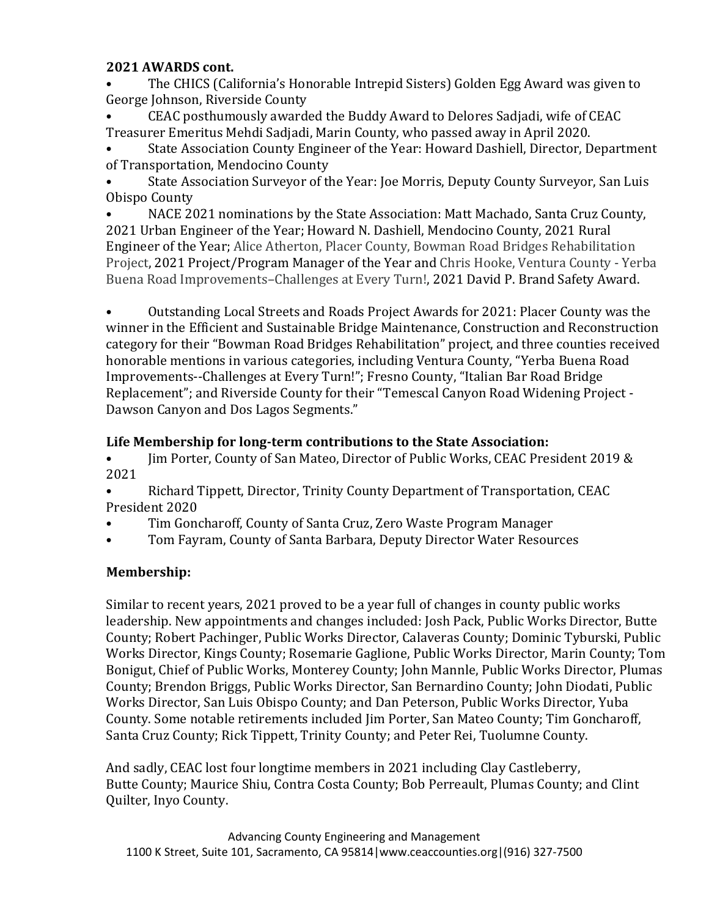**2021 AWARDS cont.**

- The CHICS (California's Honorable Intrepid Sisters) Golden Egg Award was given to George Johnson, Riverside County
- CEAC posthumously awarded the Buddy Award to Delores Sadjadi, wife of CEAC Treasurer Emeritus Mehdi Sadjadi, Marin County, who passed away in April 2020.
- State Association County Engineer of the Year: Howard Dashiell, Director, Department of Transportation, Mendocino County
- State Association Surveyor of the Year: Joe Morris, Deputy County Surveyor, San Luis Obispo County
- NACE 2021 nominations by the State Association: Matt Machado, Santa Cruz County, 2021 Urban Engineer of the Year; Howard N. Dashiell, Mendocino County, 2021 Rural Engineer of the Year; Alice Atherton, Placer County, Bowman Road Bridges Rehabilitation Project, 2021 Project/Program Manager of the Year and Chris Hooke, Ventura County - Yerba Buena Road Improvements–Challenges at Every Turn!, 2021 David P. Brand Safety Award.

- Outstanding Local Streets and Roads Project Awards for 2021: Placer County was the winner in the Efficient and Sustainable Bridge Maintenance, Construction and Reconstruction category for their "Bowman Road Bridges Rehabilitation" project, and three counties received honorable mentions in various categories, including Ventura County, "Yerba Buena Road Improvements--Challenges at Every Turn!"; Fresno County, "Italian Bar Road Bridge Replacement"; and Riverside County for their "Temescal Canyon Road Widening Project - Dawson Canyon and Dos Lagos Segments."

**Life Membership for long-term contributions to the State Association:**

- Jim Porter, County of San Mateo, Director of Public Works, CEAC President 2019 & 2021
- Richard Tippett, Director, Trinity County Department of Transportation, CEAC President 2020
- Tim Goncharoff, County of Santa Cruz, Zero Waste Program Manager
- Tom Fayram, County of Santa Barbara, Deputy Director Water Resources

**Membership:**

Similar to recent years, 2021 proved to be a year full of changes in county public works leadership. New appointments and changes included: Josh Pack, Public Works Director, Butte County; Robert Pachinger, Public Works Director, Calaveras County; Dominic Tyburski, Public Works Director, Kings County; Rosemarie Gaglione, Public Works Director, Marin County; Tom Bonigut, Chief of Public Works, Monterey County; John Mannle, Public Works Director, Plumas County; Brendon Briggs, Public Works Director, San Bernardino County; John Diodati, Public Works Director, San Luis Obispo County; and Dan Peterson, Public Works Director, Yuba County. Some notable retirements included Jim Porter, San Mateo County; Tim Goncharoff, Santa Cruz County; Rick Tippett, Trinity County; and Peter Rei, Tuolumne County.

And sadly, CEAC lost four longtime members in 2021 including Clay Castleberry, Butte County; Maurice Shiu, Contra Costa County; Bob Perreault, Plumas County; and Clint Quilter, Inyo County.